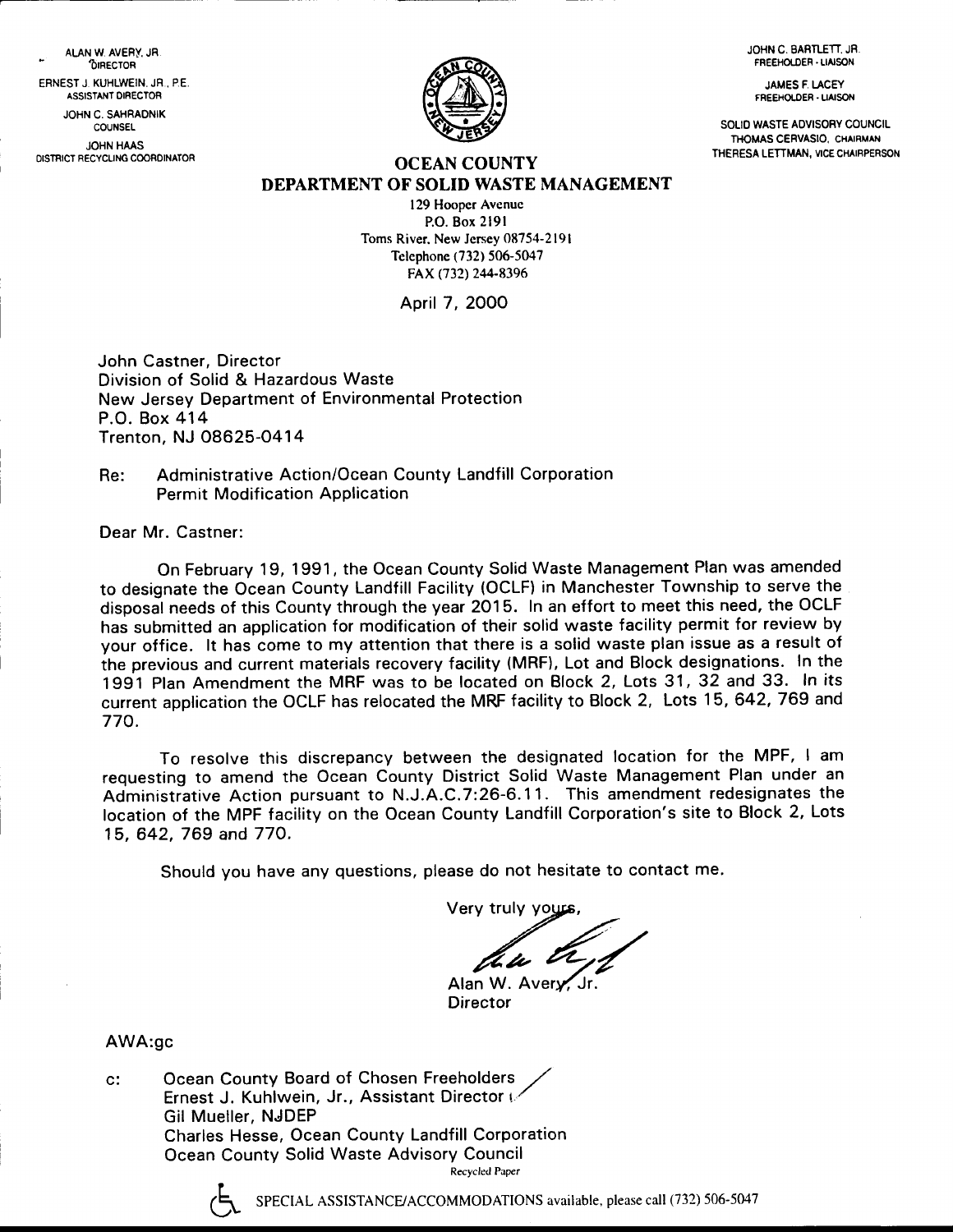ALAN W. AVERY, JR.
DIRECTOR

ERNEST J. KUHLWEIN, JR., P.E.
ASSISTANT DIRECTOR

JOHN C. SAHRADNIK
COUNSEL

JOHN HAAS
DISTRICT RECYCLING COORDINATOR

JOHN C. BARTLETT, JR.
FREEHOLDER - LIAISON

JAMES F. LACEY
FREEHOLDER - LIAISON

SOLID WASTE ADVISORY COUNCIL
THOMAS CERVASIO, CHAIRMAN
THERESA LETTMAN, VICE CHAIRPERSON

# OCEAN COUNTY
## DEPARTMENT OF SOLID WASTE MANAGEMENT

129 Hooper Avenue
P.O. Box 2191
Toms River, New Jersey 08754-2191
Telephone (732) 506-5047
FAX (732) 244-8396

April 7, 2000

John Castner, Director
Division of Solid & Hazardous Waste
New Jersey Department of Environmental Protection
P.O. Box 414
Trenton, NJ 08625-0414

Re: Administrative Action/Ocean County Landfill Corporation
Permit Modification Application

Dear Mr. Castner:

On February 19, 1991, the Ocean County Solid Waste Management Plan was amended to designate the Ocean County Landfill Facility (OCLF) in Manchester Township to serve the disposal needs of this County through the year 2015. In an effort to meet this need, the OCLF has submitted an application for modification of their solid waste facility permit for review by your office. It has come to my attention that there is a solid waste plan issue as a result of the previous and current materials recovery facility (MRF), Lot and Block designations. In the 1991 Plan Amendment the MRF was to be located on Block 2, Lots 31, 32 and 33. In its current application the OCLF has relocated the MRF facility to Block 2, Lots 15, 642, 769 and 770.

To resolve this discrepancy between the designated location for the MPF, I am requesting to amend the Ocean County District Solid Waste Management Plan under an Administrative Action pursuant to N.J.A.C.7:26-6.11. This amendment redesignates the location of the MPF facility on the Ocean County Landfill Corporation's site to Block 2, Lots 15, 642, 769 and 770.

Should you have any questions, please do not hesitate to contact me.

Very truly yours,

Alan W. Avery, Jr.
Director

AWA:gc

c: Ocean County Board of Chosen Freeholders
Ernest J. Kuhlwein, Jr., Assistant Director
Gil Mueller, NJDEP
Charles Hesse, Ocean County Landfill Corporation
Ocean County Solid Waste Advisory Council

Recycled Paper

SPECIAL ASSISTANCE/ACCOMMODATIONS available, please call (732) 506-5047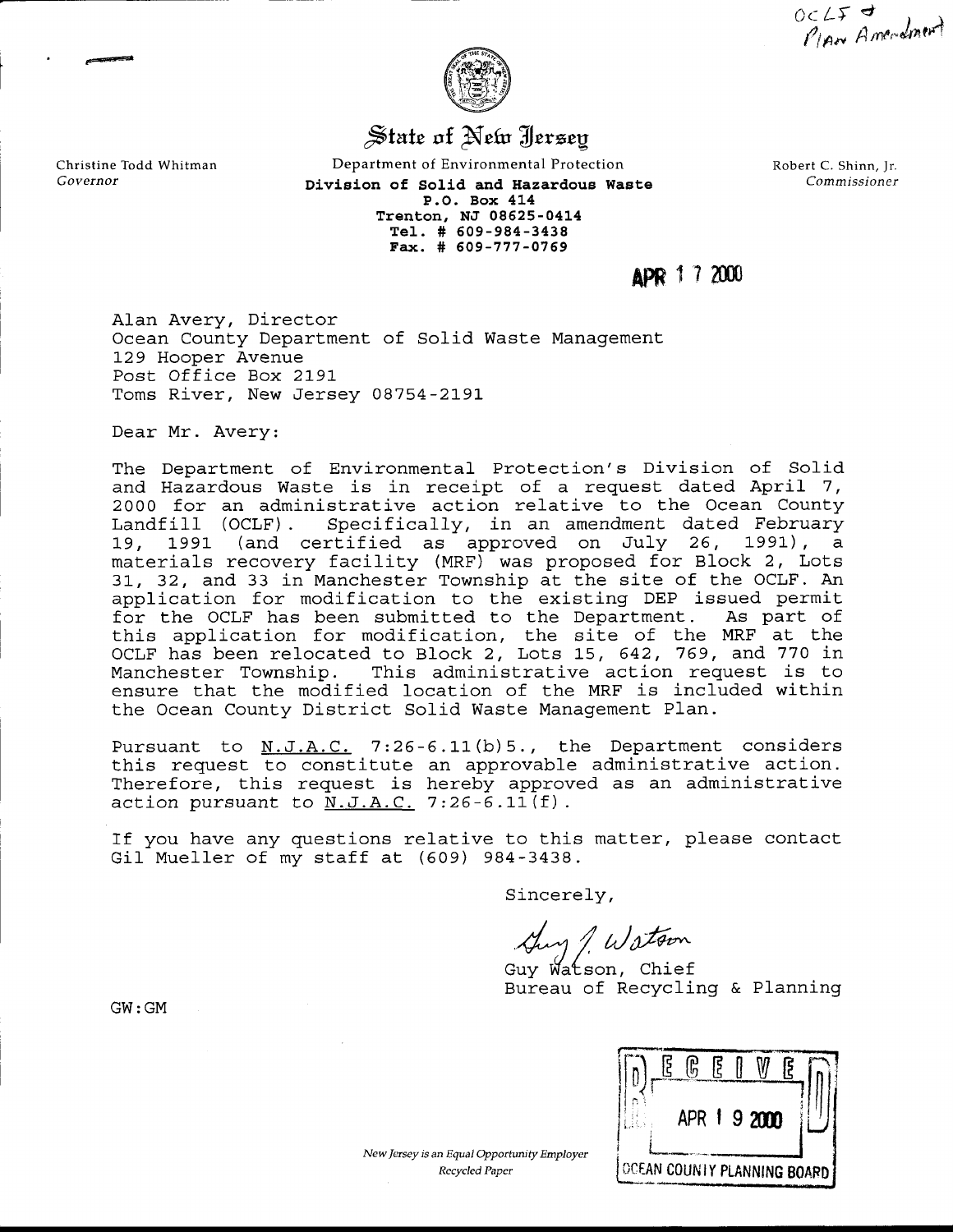OCLF ✓
Plan Amendment

# State of New Jersey

Christine Todd Whitman
*Governor*

Department of Environmental Protection
**Division of Solid and Hazardous Waste**
**P.O. Box 414**
**Trenton, NJ 08625-0414**
**Tel. # 609-984-3438**
**Fax. # 609-777-0769**

Robert C. Shinn, Jr.
*Commissioner*

**APR 17 2000**

Alan Avery, Director
Ocean County Department of Solid Waste Management
129 Hooper Avenue
Post Office Box 2191
Toms River, New Jersey 08754-2191

Dear Mr. Avery:

The Department of Environmental Protection's Division of Solid and Hazardous Waste is in receipt of a request dated April 7, 2000 for an administrative action relative to the Ocean County Landfill (OCLF). Specifically, in an amendment dated February 19, 1991 (and certified as approved on July 26, 1991), a materials recovery facility (MRF) was proposed for Block 2, Lots 31, 32, and 33 in Manchester Township at the site of the OCLF. An application for modification to the existing DEP issued permit for the OCLF has been submitted to the Department. As part of this application for modification, the site of the MRF at the OCLF has been relocated to Block 2, Lots 15, 642, 769, and 770 in Manchester Township. This administrative action request is to ensure that the modified location of the MRF is included within the Ocean County District Solid Waste Management Plan.

Pursuant to N.J.A.C. 7:26-6.11(b)5., the Department considers this request to constitute an approvable administrative action. Therefore, this request is hereby approved as an administrative action pursuant to N.J.A.C. 7:26-6.11(f).

If you have any questions relative to this matter, please contact Gil Mueller of my staff at (609) 984-3438.

Sincerely,

Guy J. Watson

Guy Watson, Chief
Bureau of Recycling & Planning

GW:GM

RECEIVED
APR 19 2000
OCEAN COUNTY PLANNING BOARD

*New Jersey is an Equal Opportunity Employer*
*Recycled Paper*